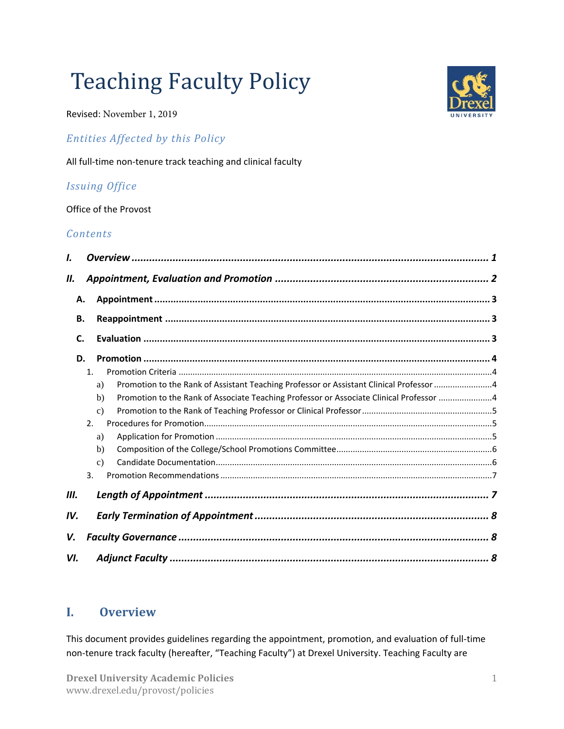# Teaching Faculty Policy

Revised: November 1, 2019

### *Entities Affected by this Policy*

All full-time non-tenure track teaching and clinical faculty

### *Issuing Office*

Office of the Provost

### *Contents*

- ***I. Overview*** ... 1
- ***II. Appointment, Evaluation and Promotion*** ... 2
  - **A. Appointment** ... 3
  - **B. Reappointment** ... 3
  - **C. Evaluation** ... 3
  - **D. Promotion** ... 4
    1. Promotion Criteria ... 4
       - a) Promotion to the Rank of Assistant Teaching Professor or Assistant Clinical Professor ... 4
       - b) Promotion to the Rank of Associate Teaching Professor or Associate Clinical Professor ... 4
       - c) Promotion to the Rank of Teaching Professor or Clinical Professor ... 5
    2. Procedures for Promotion ... 5
       - a) Application for Promotion ... 5
       - b) Composition of the College/School Promotions Committee ... 6
       - c) Candidate Documentation ... 6
    3. Promotion Recommendations ... 7
- ***III. Length of Appointment*** ... 7
- ***IV. Early Termination of Appointment*** ... 8
- ***V. Faculty Governance*** ... 8
- ***VI. Adjunct Faculty*** ... 8

## I. Overview

This document provides guidelines regarding the appointment, promotion, and evaluation of full-time non-tenure track faculty (hereafter, "Teaching Faculty") at Drexel University. Teaching Faculty are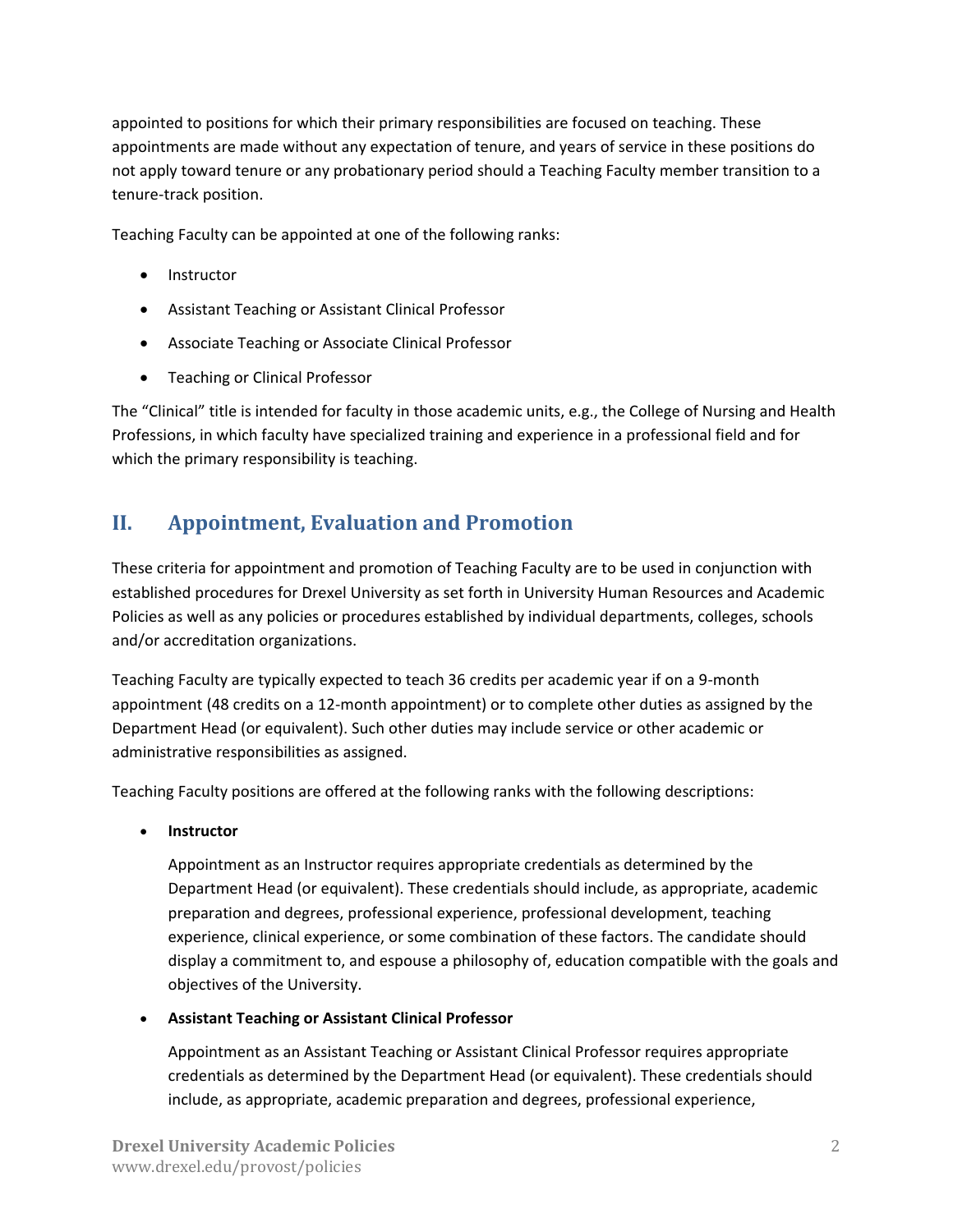appointed to positions for which their primary responsibilities are focused on teaching. These appointments are made without any expectation of tenure, and years of service in these positions do not apply toward tenure or any probationary period should a Teaching Faculty member transition to a tenure-track position.

Teaching Faculty can be appointed at one of the following ranks:

- Instructor
- Assistant Teaching or Assistant Clinical Professor
- Associate Teaching or Associate Clinical Professor
- Teaching or Clinical Professor

The "Clinical" title is intended for faculty in those academic units, e.g., the College of Nursing and Health Professions, in which faculty have specialized training and experience in a professional field and for which the primary responsibility is teaching.

## II. Appointment, Evaluation and Promotion

These criteria for appointment and promotion of Teaching Faculty are to be used in conjunction with established procedures for Drexel University as set forth in University Human Resources and Academic Policies as well as any policies or procedures established by individual departments, colleges, schools and/or accreditation organizations.

Teaching Faculty are typically expected to teach 36 credits per academic year if on a 9-month appointment (48 credits on a 12-month appointment) or to complete other duties as assigned by the Department Head (or equivalent). Such other duties may include service or other academic or administrative responsibilities as assigned.

Teaching Faculty positions are offered at the following ranks with the following descriptions:

- **Instructor**

  Appointment as an Instructor requires appropriate credentials as determined by the Department Head (or equivalent). These credentials should include, as appropriate, academic preparation and degrees, professional experience, professional development, teaching experience, clinical experience, or some combination of these factors. The candidate should display a commitment to, and espouse a philosophy of, education compatible with the goals and objectives of the University.

- **Assistant Teaching or Assistant Clinical Professor**

  Appointment as an Assistant Teaching or Assistant Clinical Professor requires appropriate credentials as determined by the Department Head (or equivalent). These credentials should include, as appropriate, academic preparation and degrees, professional experience,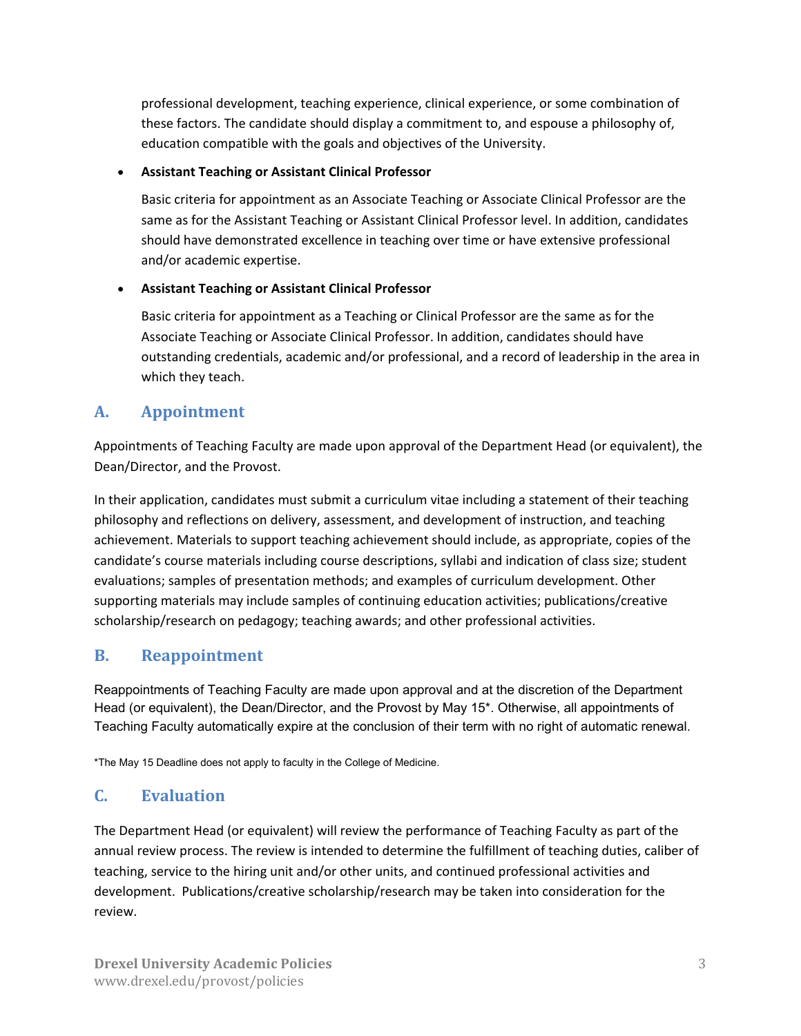professional development, teaching experience, clinical experience, or some combination of these factors. The candidate should display a commitment to, and espouse a philosophy of, education compatible with the goals and objectives of the University.

- **Assistant Teaching or Assistant Clinical Professor**

  Basic criteria for appointment as an Associate Teaching or Associate Clinical Professor are the same as for the Assistant Teaching or Assistant Clinical Professor level. In addition, candidates should have demonstrated excellence in teaching over time or have extensive professional and/or academic expertise.

- **Assistant Teaching or Assistant Clinical Professor**

  Basic criteria for appointment as a Teaching or Clinical Professor are the same as for the Associate Teaching or Associate Clinical Professor. In addition, candidates should have outstanding credentials, academic and/or professional, and a record of leadership in the area in which they teach.

## A. Appointment

Appointments of Teaching Faculty are made upon approval of the Department Head (or equivalent), the Dean/Director, and the Provost.

In their application, candidates must submit a curriculum vitae including a statement of their teaching philosophy and reflections on delivery, assessment, and development of instruction, and teaching achievement. Materials to support teaching achievement should include, as appropriate, copies of the candidate's course materials including course descriptions, syllabi and indication of class size; student evaluations; samples of presentation methods; and examples of curriculum development. Other supporting materials may include samples of continuing education activities; publications/creative scholarship/research on pedagogy; teaching awards; and other professional activities.

## B. Reappointment

Reappointments of Teaching Faculty are made upon approval and at the discretion of the Department Head (or equivalent), the Dean/Director, and the Provost by May 15*. Otherwise, all appointments of Teaching Faculty automatically expire at the conclusion of their term with no right of automatic renewal.

*The May 15 Deadline does not apply to faculty in the College of Medicine.

## C. Evaluation

The Department Head (or equivalent) will review the performance of Teaching Faculty as part of the annual review process. The review is intended to determine the fulfillment of teaching duties, caliber of teaching, service to the hiring unit and/or other units, and continued professional activities and development. Publications/creative scholarship/research may be taken into consideration for the review.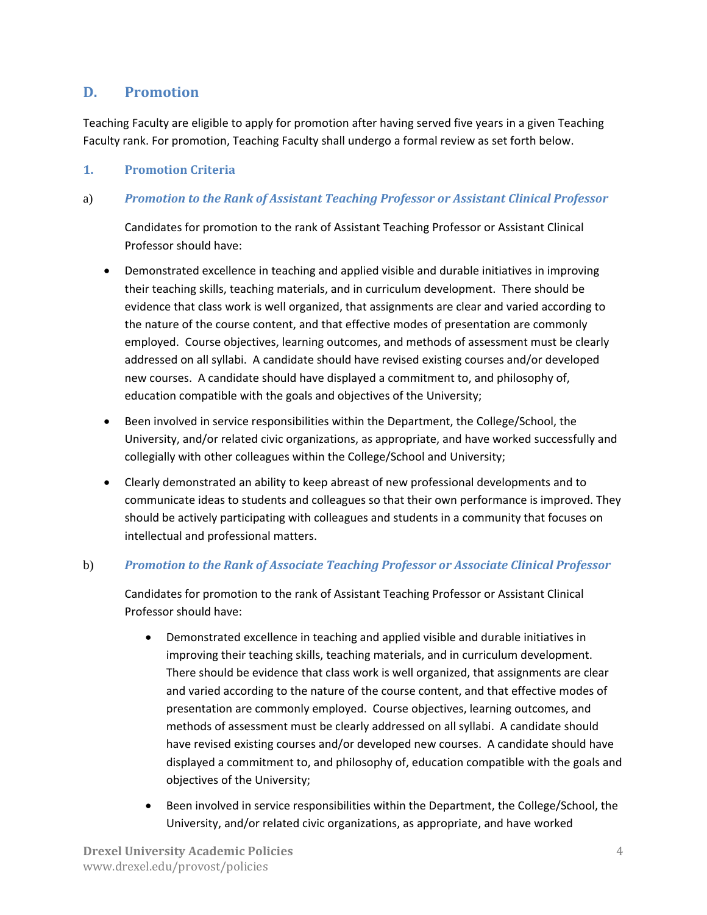## D. Promotion

Teaching Faculty are eligible to apply for promotion after having served five years in a given Teaching Faculty rank. For promotion, Teaching Faculty shall undergo a formal review as set forth below.

### 1. Promotion Criteria

#### a) *Promotion to the Rank of Assistant Teaching Professor or Assistant Clinical Professor*

Candidates for promotion to the rank of Assistant Teaching Professor or Assistant Clinical Professor should have:

- Demonstrated excellence in teaching and applied visible and durable initiatives in improving their teaching skills, teaching materials, and in curriculum development. There should be evidence that class work is well organized, that assignments are clear and varied according to the nature of the course content, and that effective modes of presentation are commonly employed. Course objectives, learning outcomes, and methods of assessment must be clearly addressed on all syllabi. A candidate should have revised existing courses and/or developed new courses. A candidate should have displayed a commitment to, and philosophy of, education compatible with the goals and objectives of the University;
- Been involved in service responsibilities within the Department, the College/School, the University, and/or related civic organizations, as appropriate, and have worked successfully and collegially with other colleagues within the College/School and University;
- Clearly demonstrated an ability to keep abreast of new professional developments and to communicate ideas to students and colleagues so that their own performance is improved. They should be actively participating with colleagues and students in a community that focuses on intellectual and professional matters.

#### b) *Promotion to the Rank of Associate Teaching Professor or Associate Clinical Professor*

Candidates for promotion to the rank of Assistant Teaching Professor or Assistant Clinical Professor should have:

- Demonstrated excellence in teaching and applied visible and durable initiatives in improving their teaching skills, teaching materials, and in curriculum development. There should be evidence that class work is well organized, that assignments are clear and varied according to the nature of the course content, and that effective modes of presentation are commonly employed. Course objectives, learning outcomes, and methods of assessment must be clearly addressed on all syllabi. A candidate should have revised existing courses and/or developed new courses. A candidate should have displayed a commitment to, and philosophy of, education compatible with the goals and objectives of the University;
- Been involved in service responsibilities within the Department, the College/School, the University, and/or related civic organizations, as appropriate, and have worked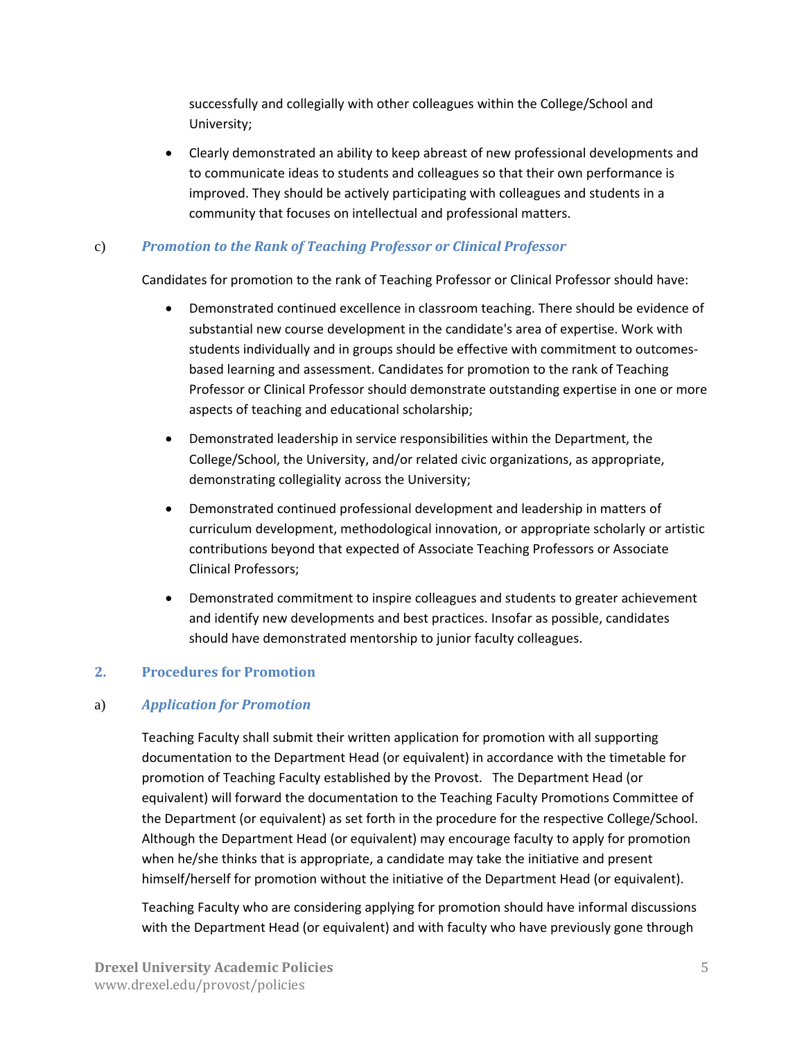successfully and collegially with other colleagues within the College/School and University;

- Clearly demonstrated an ability to keep abreast of new professional developments and to communicate ideas to students and colleagues so that their own performance is improved. They should be actively participating with colleagues and students in a community that focuses on intellectual and professional matters.

### c) *Promotion to the Rank of Teaching Professor or Clinical Professor*

Candidates for promotion to the rank of Teaching Professor or Clinical Professor should have:

- Demonstrated continued excellence in classroom teaching. There should be evidence of substantial new course development in the candidate's area of expertise. Work with students individually and in groups should be effective with commitment to outcomes-based learning and assessment. Candidates for promotion to the rank of Teaching Professor or Clinical Professor should demonstrate outstanding expertise in one or more aspects of teaching and educational scholarship;

- Demonstrated leadership in service responsibilities within the Department, the College/School, the University, and/or related civic organizations, as appropriate, demonstrating collegiality across the University;

- Demonstrated continued professional development and leadership in matters of curriculum development, methodological innovation, or appropriate scholarly or artistic contributions beyond that expected of Associate Teaching Professors or Associate Clinical Professors;

- Demonstrated commitment to inspire colleagues and students to greater achievement and identify new developments and best practices. Insofar as possible, candidates should have demonstrated mentorship to junior faculty colleagues.

## 2. Procedures for Promotion

### a) *Application for Promotion*

Teaching Faculty shall submit their written application for promotion with all supporting documentation to the Department Head (or equivalent) in accordance with the timetable for promotion of Teaching Faculty established by the Provost. The Department Head (or equivalent) will forward the documentation to the Teaching Faculty Promotions Committee of the Department (or equivalent) as set forth in the procedure for the respective College/School. Although the Department Head (or equivalent) may encourage faculty to apply for promotion when he/she thinks that is appropriate, a candidate may take the initiative and present himself/herself for promotion without the initiative of the Department Head (or equivalent).

Teaching Faculty who are considering applying for promotion should have informal discussions with the Department Head (or equivalent) and with faculty who have previously gone through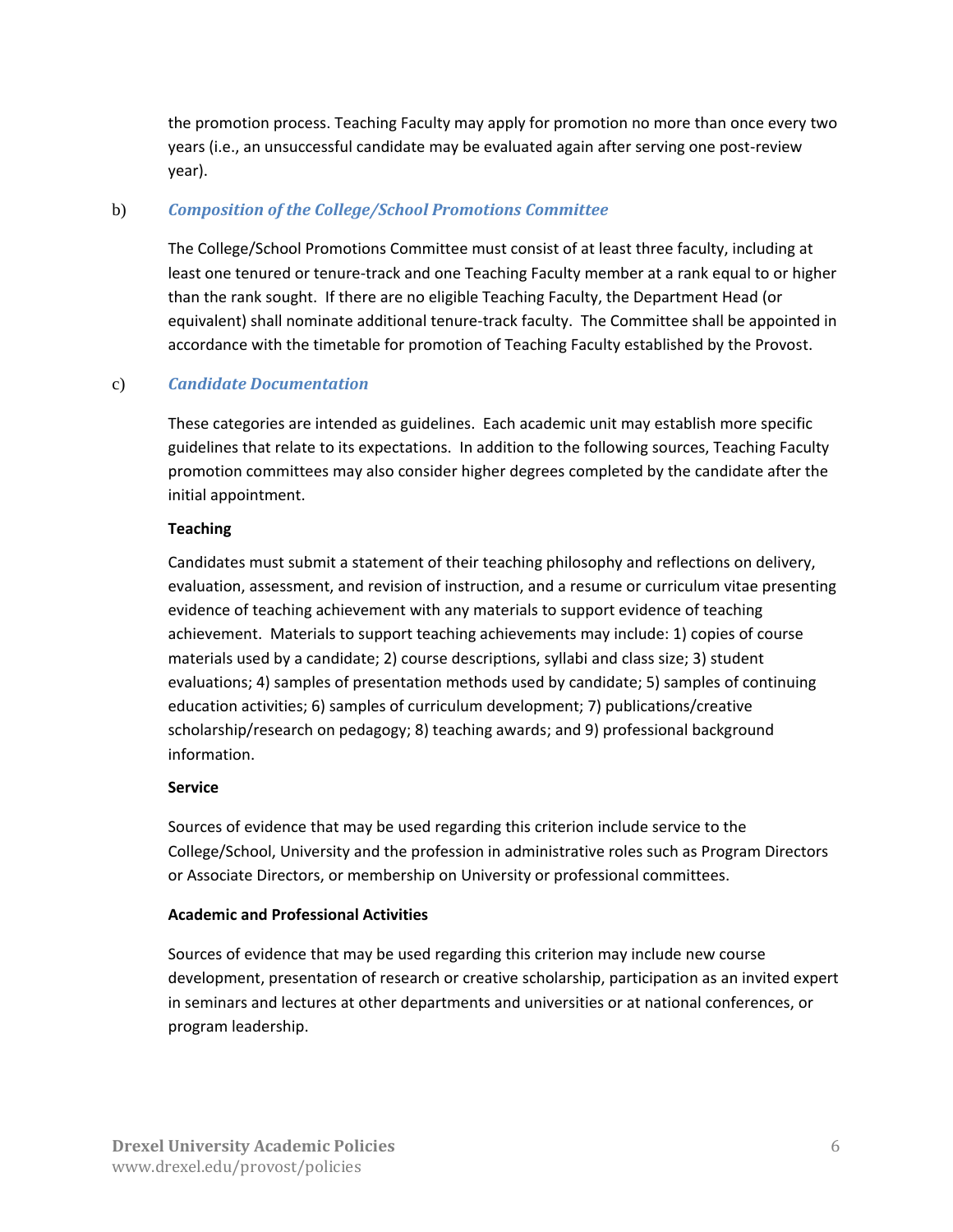the promotion process. Teaching Faculty may apply for promotion no more than once every two years (i.e., an unsuccessful candidate may be evaluated again after serving one post-review year).

b) ***Composition of the College/School Promotions Committee***

The College/School Promotions Committee must consist of at least three faculty, including at least one tenured or tenure-track and one Teaching Faculty member at a rank equal to or higher than the rank sought. If there are no eligible Teaching Faculty, the Department Head (or equivalent) shall nominate additional tenure-track faculty. The Committee shall be appointed in accordance with the timetable for promotion of Teaching Faculty established by the Provost.

c) ***Candidate Documentation***

These categories are intended as guidelines. Each academic unit may establish more specific guidelines that relate to its expectations. In addition to the following sources, Teaching Faculty promotion committees may also consider higher degrees completed by the candidate after the initial appointment.

**Teaching**

Candidates must submit a statement of their teaching philosophy and reflections on delivery, evaluation, assessment, and revision of instruction, and a resume or curriculum vitae presenting evidence of teaching achievement with any materials to support evidence of teaching achievement. Materials to support teaching achievements may include: 1) copies of course materials used by a candidate; 2) course descriptions, syllabi and class size; 3) student evaluations; 4) samples of presentation methods used by candidate; 5) samples of continuing education activities; 6) samples of curriculum development; 7) publications/creative scholarship/research on pedagogy; 8) teaching awards; and 9) professional background information.

**Service**

Sources of evidence that may be used regarding this criterion include service to the College/School, University and the profession in administrative roles such as Program Directors or Associate Directors, or membership on University or professional committees.

**Academic and Professional Activities**

Sources of evidence that may be used regarding this criterion may include new course development, presentation of research or creative scholarship, participation as an invited expert in seminars and lectures at other departments and universities or at national conferences, or program leadership.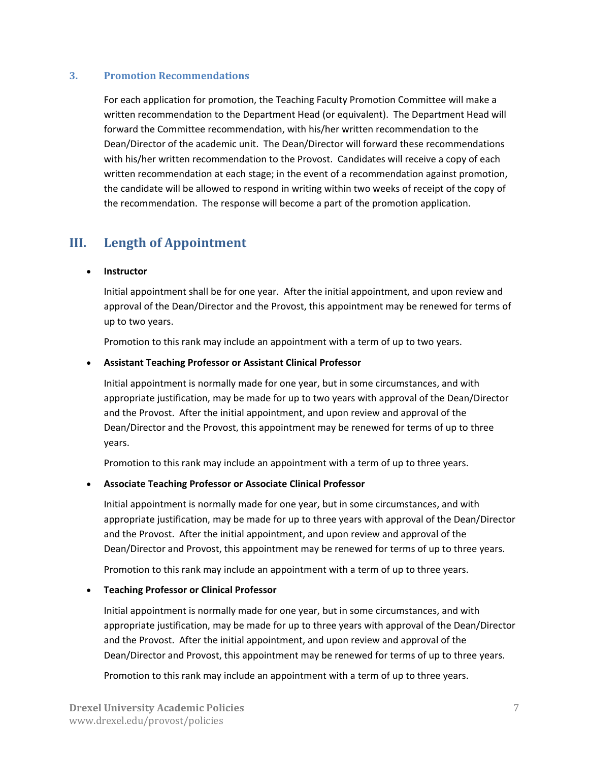### 3. Promotion Recommendations

For each application for promotion, the Teaching Faculty Promotion Committee will make a written recommendation to the Department Head (or equivalent). The Department Head will forward the Committee recommendation, with his/her written recommendation to the Dean/Director of the academic unit. The Dean/Director will forward these recommendations with his/her written recommendation to the Provost. Candidates will receive a copy of each written recommendation at each stage; in the event of a recommendation against promotion, the candidate will be allowed to respond in writing within two weeks of receipt of the copy of the recommendation. The response will become a part of the promotion application.

## III. Length of Appointment

- **Instructor**

  Initial appointment shall be for one year. After the initial appointment, and upon review and approval of the Dean/Director and the Provost, this appointment may be renewed for terms of up to two years.

  Promotion to this rank may include an appointment with a term of up to two years.

- **Assistant Teaching Professor or Assistant Clinical Professor**

  Initial appointment is normally made for one year, but in some circumstances, and with appropriate justification, may be made for up to two years with approval of the Dean/Director and the Provost. After the initial appointment, and upon review and approval of the Dean/Director and the Provost, this appointment may be renewed for terms of up to three years.

  Promotion to this rank may include an appointment with a term of up to three years.

- **Associate Teaching Professor or Associate Clinical Professor**

  Initial appointment is normally made for one year, but in some circumstances, and with appropriate justification, may be made for up to three years with approval of the Dean/Director and the Provost. After the initial appointment, and upon review and approval of the Dean/Director and Provost, this appointment may be renewed for terms of up to three years.

  Promotion to this rank may include an appointment with a term of up to three years.

- **Teaching Professor or Clinical Professor**

  Initial appointment is normally made for one year, but in some circumstances, and with appropriate justification, may be made for up to three years with approval of the Dean/Director and the Provost. After the initial appointment, and upon review and approval of the Dean/Director and Provost, this appointment may be renewed for terms of up to three years.

  Promotion to this rank may include an appointment with a term of up to three years.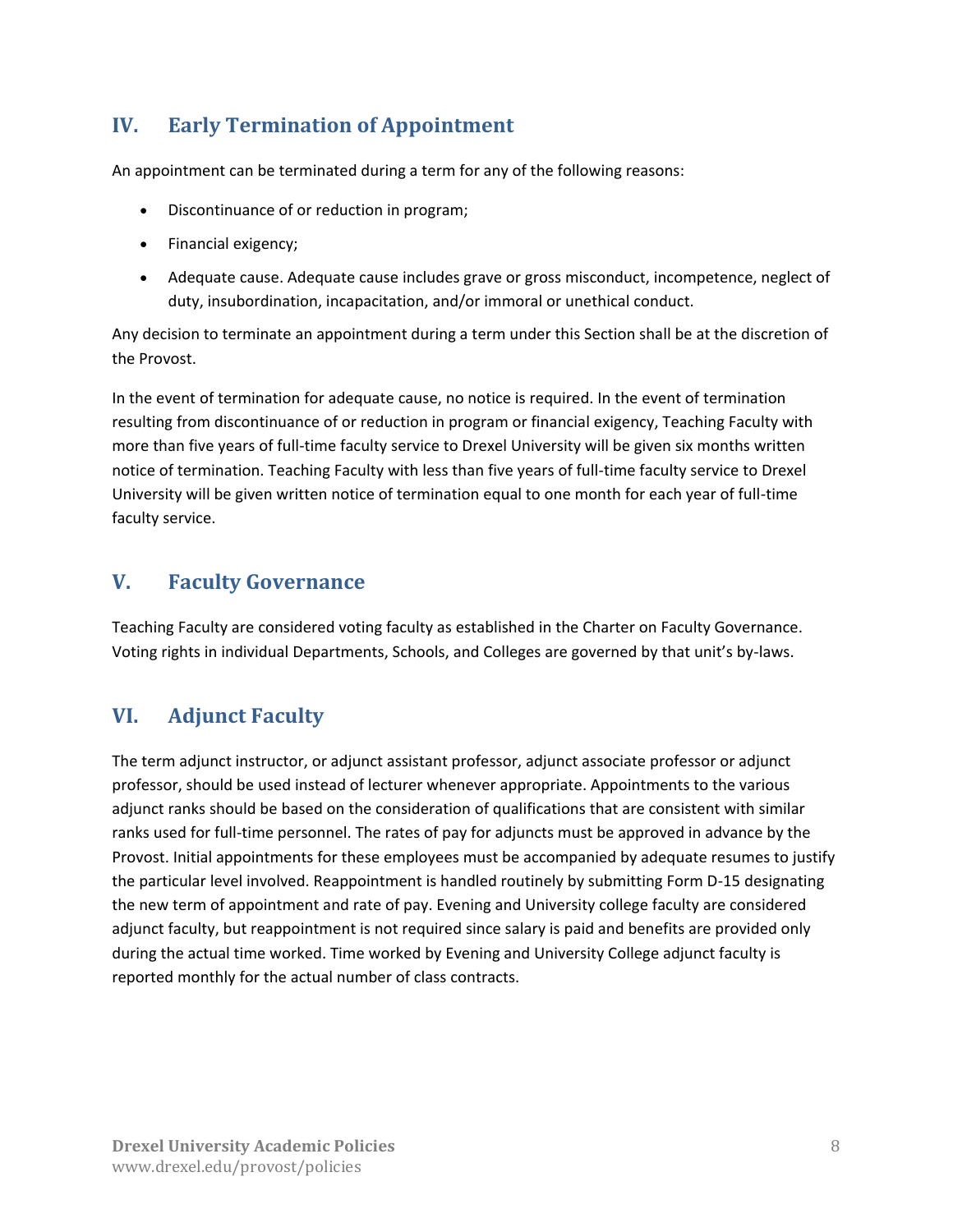## IV. Early Termination of Appointment

An appointment can be terminated during a term for any of the following reasons:

- Discontinuance of or reduction in program;
- Financial exigency;
- Adequate cause. Adequate cause includes grave or gross misconduct, incompetence, neglect of duty, insubordination, incapacitation, and/or immoral or unethical conduct.

Any decision to terminate an appointment during a term under this Section shall be at the discretion of the Provost.

In the event of termination for adequate cause, no notice is required. In the event of termination resulting from discontinuance of or reduction in program or financial exigency, Teaching Faculty with more than five years of full-time faculty service to Drexel University will be given six months written notice of termination. Teaching Faculty with less than five years of full-time faculty service to Drexel University will be given written notice of termination equal to one month for each year of full-time faculty service.

## V. Faculty Governance

Teaching Faculty are considered voting faculty as established in the Charter on Faculty Governance. Voting rights in individual Departments, Schools, and Colleges are governed by that unit's by-laws.

## VI. Adjunct Faculty

The term adjunct instructor, or adjunct assistant professor, adjunct associate professor or adjunct professor, should be used instead of lecturer whenever appropriate. Appointments to the various adjunct ranks should be based on the consideration of qualifications that are consistent with similar ranks used for full-time personnel. The rates of pay for adjuncts must be approved in advance by the Provost. Initial appointments for these employees must be accompanied by adequate resumes to justify the particular level involved. Reappointment is handled routinely by submitting Form D-15 designating the new term of appointment and rate of pay. Evening and University college faculty are considered adjunct faculty, but reappointment is not required since salary is paid and benefits are provided only during the actual time worked. Time worked by Evening and University College adjunct faculty is reported monthly for the actual number of class contracts.